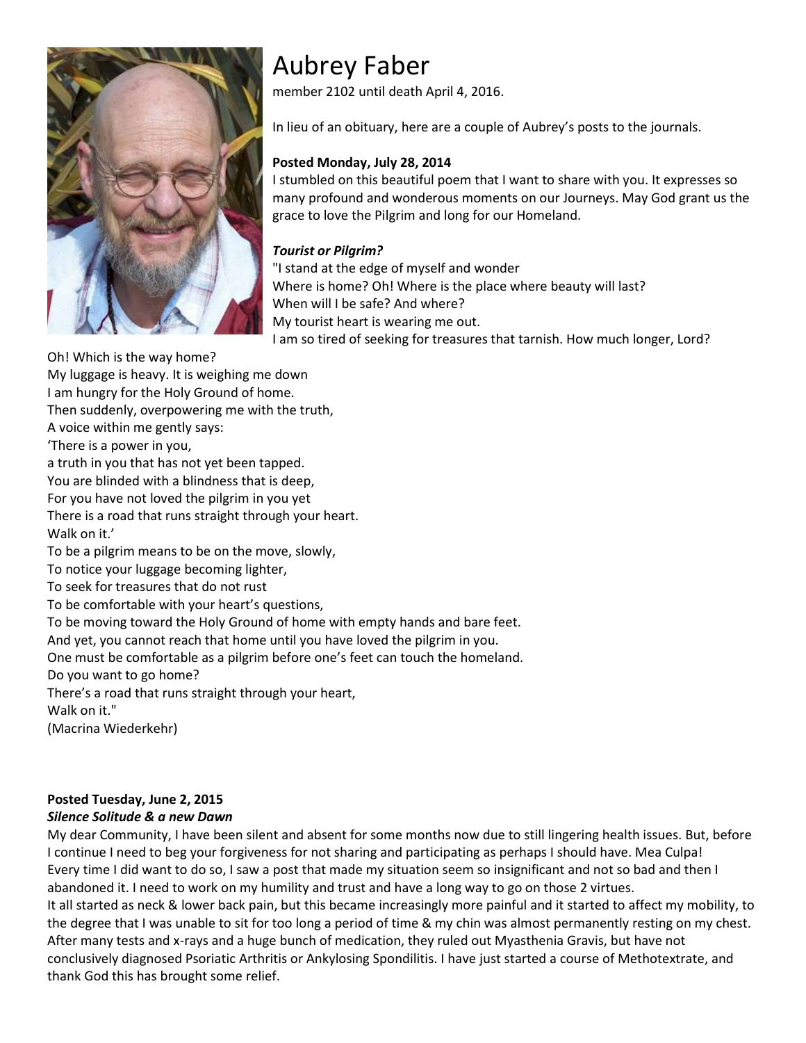# Aubrey Faber

member 2102 until death April 4, 2016.

In lieu of an obituary, here are a couple of Aubrey's posts to the journals.

**Posted Monday, July 28, 2014**

I stumbled on this beautiful poem that I want to share with you. It expresses so many profound and wonderous moments on our Journeys. May God grant us the grace to love the Pilgrim and long for our Homeland.

***Tourist or Pilgrim?***

"I stand at the edge of myself and wonder
Where is home? Oh! Where is the place where beauty will last?
When will I be safe? And where?
My tourist heart is wearing me out.
I am so tired of seeking for treasures that tarnish. How much longer, Lord?
Oh! Which is the way home?
My luggage is heavy. It is weighing me down
I am hungry for the Holy Ground of home.
Then suddenly, overpowering me with the truth,
A voice within me gently says:
'There is a power in you,
a truth in you that has not yet been tapped.
You are blinded with a blindness that is deep,
For you have not loved the pilgrim in you yet
There is a road that runs straight through your heart.
Walk on it.'
To be a pilgrim means to be on the move, slowly,
To notice your luggage becoming lighter,
To seek for treasures that do not rust
To be comfortable with your heart's questions,
To be moving toward the Holy Ground of home with empty hands and bare feet.
And yet, you cannot reach that home until you have loved the pilgrim in you.
One must be comfortable as a pilgrim before one's feet can touch the homeland.
Do you want to go home?
There's a road that runs straight through your heart,
Walk on it."
(Macrina Wiederkehr)

**Posted Tuesday, June 2, 2015**

***Silence Solitude & a new Dawn***

My dear Community, I have been silent and absent for some months now due to still lingering health issues. But, before I continue I need to beg your forgiveness for not sharing and participating as perhaps I should have. Mea Culpa! Every time I did want to do so, I saw a post that made my situation seem so insignificant and not so bad and then I abandoned it. I need to work on my humility and trust and have a long way to go on those 2 virtues.

It all started as neck & lower back pain, but this became increasingly more painful and it started to affect my mobility, to the degree that I was unable to sit for too long a period of time & my chin was almost permanently resting on my chest. After many tests and x-rays and a huge bunch of medication, they ruled out Myasthenia Gravis, but have not conclusively diagnosed Psoriatic Arthritis or Ankylosing Spondilitis. I have just started a course of Methotextrate, and thank God this has brought some relief.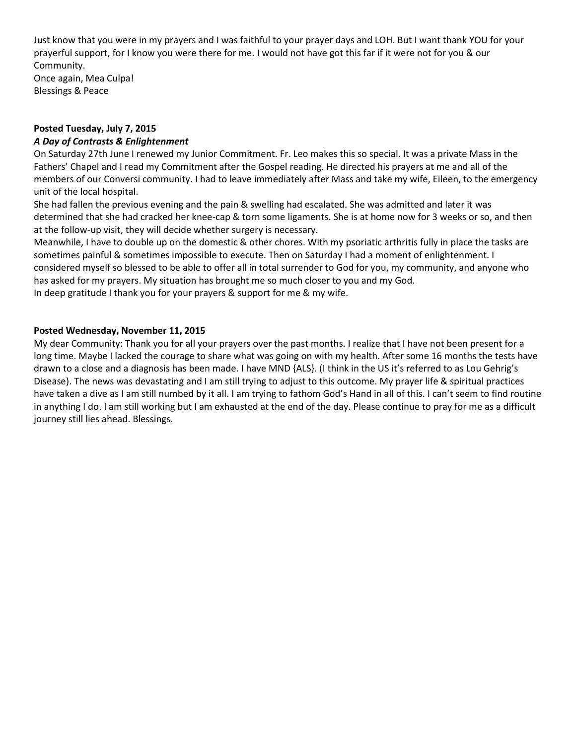Just know that you were in my prayers and I was faithful to your prayer days and LOH. But I want thank YOU for your prayerful support, for I know you were there for me. I would not have got this far if it were not for you & our Community.
Once again, Mea Culpa!
Blessings & Peace

**Posted Tuesday, July 7, 2015**
***A Day of Contrasts & Enlightenment***
On Saturday 27th June I renewed my Junior Commitment. Fr. Leo makes this so special. It was a private Mass in the Fathers' Chapel and I read my Commitment after the Gospel reading. He directed his prayers at me and all of the members of our Conversi community. I had to leave immediately after Mass and take my wife, Eileen, to the emergency unit of the local hospital.
She had fallen the previous evening and the pain & swelling had escalated. She was admitted and later it was determined that she had cracked her knee-cap & torn some ligaments. She is at home now for 3 weeks or so, and then at the follow-up visit, they will decide whether surgery is necessary.
Meanwhile, I have to double up on the domestic & other chores. With my psoriatic arthritis fully in place the tasks are sometimes painful & sometimes impossible to execute. Then on Saturday I had a moment of enlightenment. I considered myself so blessed to be able to offer all in total surrender to God for you, my community, and anyone who has asked for my prayers. My situation has brought me so much closer to you and my God.
In deep gratitude I thank you for your prayers & support for me & my wife.

**Posted Wednesday, November 11, 2015**
My dear Community: Thank you for all your prayers over the past months. I realize that I have not been present for a long time. Maybe I lacked the courage to share what was going on with my health. After some 16 months the tests have drawn to a close and a diagnosis has been made. I have MND {ALS}. (I think in the US it's referred to as Lou Gehrig's Disease). The news was devastating and I am still trying to adjust to this outcome. My prayer life & spiritual practices have taken a dive as I am still numbed by it all. I am trying to fathom God's Hand in all of this. I can't seem to find routine in anything I do. I am still working but I am exhausted at the end of the day. Please continue to pray for me as a difficult journey still lies ahead. Blessings.